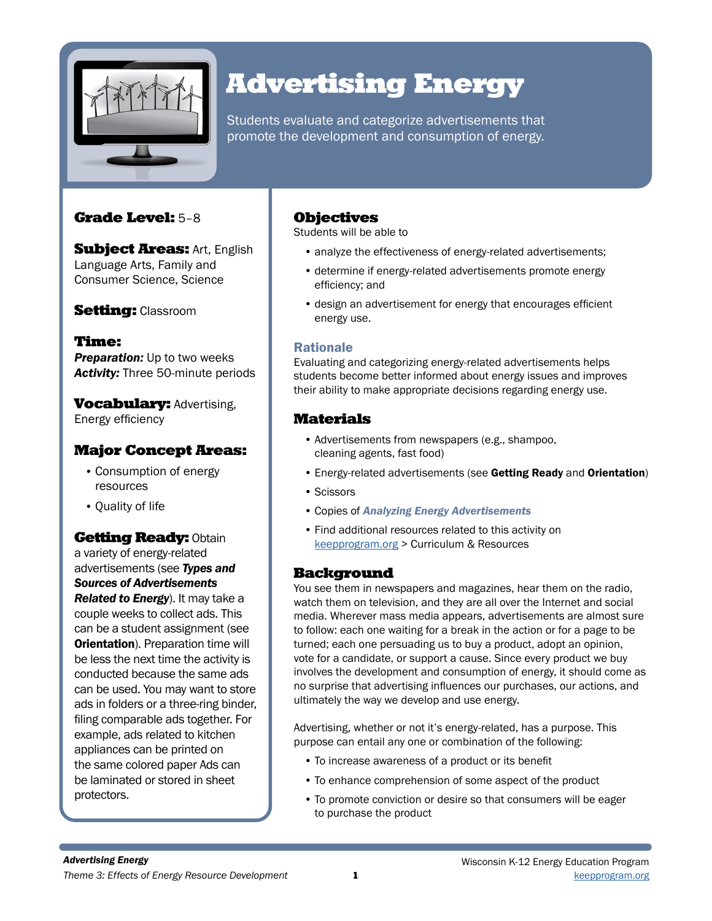# Advertising Energy

Students evaluate and categorize advertisements that promote the development and consumption of energy.

**Grade Level:** 5–8

**Subject Areas:** Art, English Language Arts, Family and Consumer Science, Science

**Setting:** Classroom

**Time:**
***Preparation:*** Up to two weeks
***Activity:*** Three 50-minute periods

**Vocabulary:** Advertising, Energy efficiency

### Major Concept Areas:

- Consumption of energy resources
- Quality of life

**Getting Ready:** Obtain a variety of energy-related advertisements (see ***Types and Sources of Advertisements Related to Energy***). It may take a couple weeks to collect ads. This can be a student assignment (see **Orientation**). Preparation time will be less the next time the activity is conducted because the same ads can be used. You may want to store ads in folders or a three-ring binder, filing comparable ads together. For example, ads related to kitchen appliances can be printed on the same colored paper Ads can be laminated or stored in sheet protectors.

## Objectives

Students will be able to

- analyze the effectiveness of energy-related advertisements;
- determine if energy-related advertisements promote energy efficiency; and
- design an advertisement for energy that encourages efficient energy use.

### Rationale

Evaluating and categorizing energy-related advertisements helps students become better informed about energy issues and improves their ability to make appropriate decisions regarding energy use.

## Materials

- Advertisements from newspapers (e.g., shampoo, cleaning agents, fast food)
- Energy-related advertisements (see **Getting Ready** and **Orientation**)
- Scissors
- Copies of ***Analyzing Energy Advertisements***
- Find additional resources related to this activity on keepprogram.org > Curriculum & Resources

## Background

You see them in newspapers and magazines, hear them on the radio, watch them on television, and they are all over the Internet and social media. Wherever mass media appears, advertisements are almost sure to follow: each one waiting for a break in the action or for a page to be turned; each one persuading us to buy a product, adopt an opinion, vote for a candidate, or support a cause. Since every product we buy involves the development and consumption of energy, it should come as no surprise that advertising influences our purchases, our actions, and ultimately the way we develop and use energy.

Advertising, whether or not it's energy-related, has a purpose. This purpose can entail any one or combination of the following:

- To increase awareness of a product or its benefit
- To enhance comprehension of some aspect of the product
- To promote conviction or desire so that consumers will be eager to purchase the product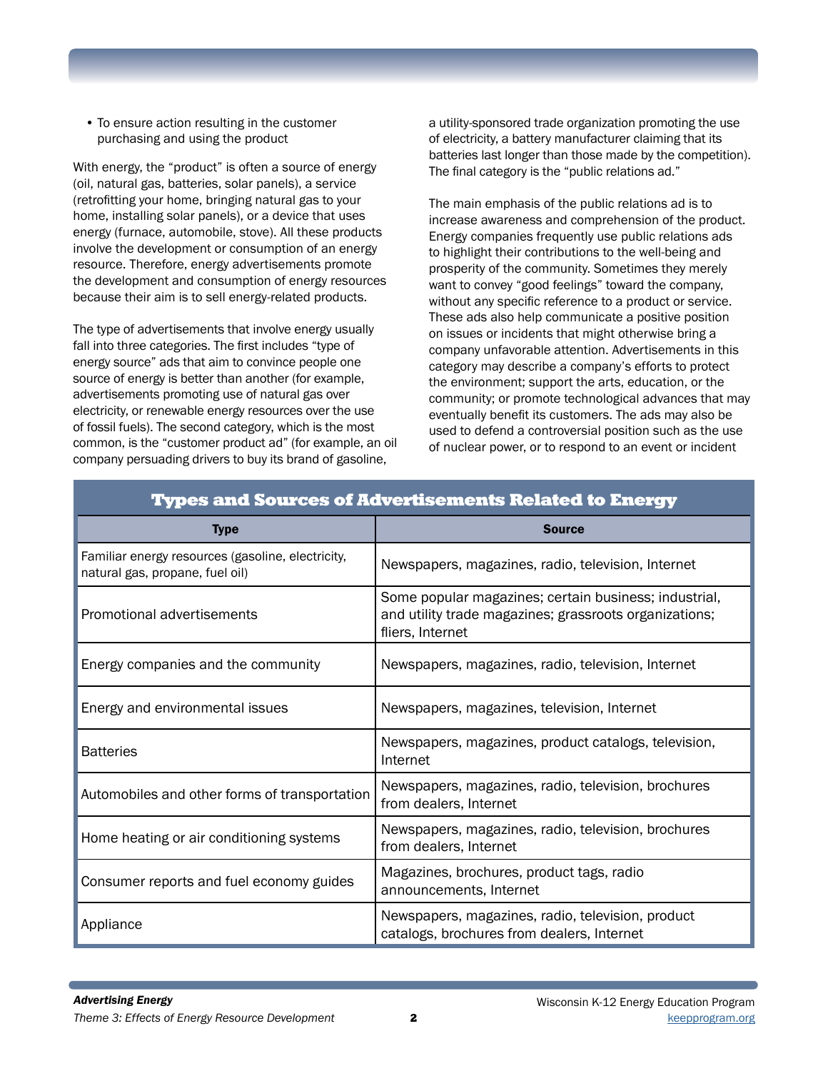- To ensure action resulting in the customer purchasing and using the product

With energy, the "product" is often a source of energy (oil, natural gas, batteries, solar panels), a service (retrofitting your home, bringing natural gas to your home, installing solar panels), or a device that uses energy (furnace, automobile, stove). All these products involve the development or consumption of an energy resource. Therefore, energy advertisements promote the development and consumption of energy resources because their aim is to sell energy-related products.

The type of advertisements that involve energy usually fall into three categories. The first includes "type of energy source" ads that aim to convince people one source of energy is better than another (for example, advertisements promoting use of natural gas over electricity, or renewable energy resources over the use of fossil fuels). The second category, which is the most common, is the "customer product ad" (for example, an oil company persuading drivers to buy its brand of gasoline, a utility-sponsored trade organization promoting the use of electricity, a battery manufacturer claiming that its batteries last longer than those made by the competition). The final category is the "public relations ad."

The main emphasis of the public relations ad is to increase awareness and comprehension of the product. Energy companies frequently use public relations ads to highlight their contributions to the well-being and prosperity of the community. Sometimes they merely want to convey "good feelings" toward the company, without any specific reference to a product or service. These ads also help communicate a positive position on issues or incidents that might otherwise bring a company unfavorable attention. Advertisements in this category may describe a company's efforts to protect the environment; support the arts, education, or the community; or promote technological advances that may eventually benefit its customers. The ads may also be used to defend a controversial position such as the use of nuclear power, or to respond to an event or incident

**Types and Sources of Advertisements Related to Energy**

| Type | Source |
|---|---|
| Familiar energy resources (gasoline, electricity, natural gas, propane, fuel oil) | Newspapers, magazines, radio, television, Internet |
| Promotional advertisements | Some popular magazines; certain business; industrial, and utility trade magazines; grassroots organizations; fliers, Internet |
| Energy companies and the community | Newspapers, magazines, radio, television, Internet |
| Energy and environmental issues | Newspapers, magazines, television, Internet |
| Batteries | Newspapers, magazines, product catalogs, television, Internet |
| Automobiles and other forms of transportation | Newspapers, magazines, radio, television, brochures from dealers, Internet |
| Home heating or air conditioning systems | Newspapers, magazines, radio, television, brochures from dealers, Internet |
| Consumer reports and fuel economy guides | Magazines, brochures, product tags, radio announcements, Internet |
| Appliance | Newspapers, magazines, radio, television, product catalogs, brochures from dealers, Internet |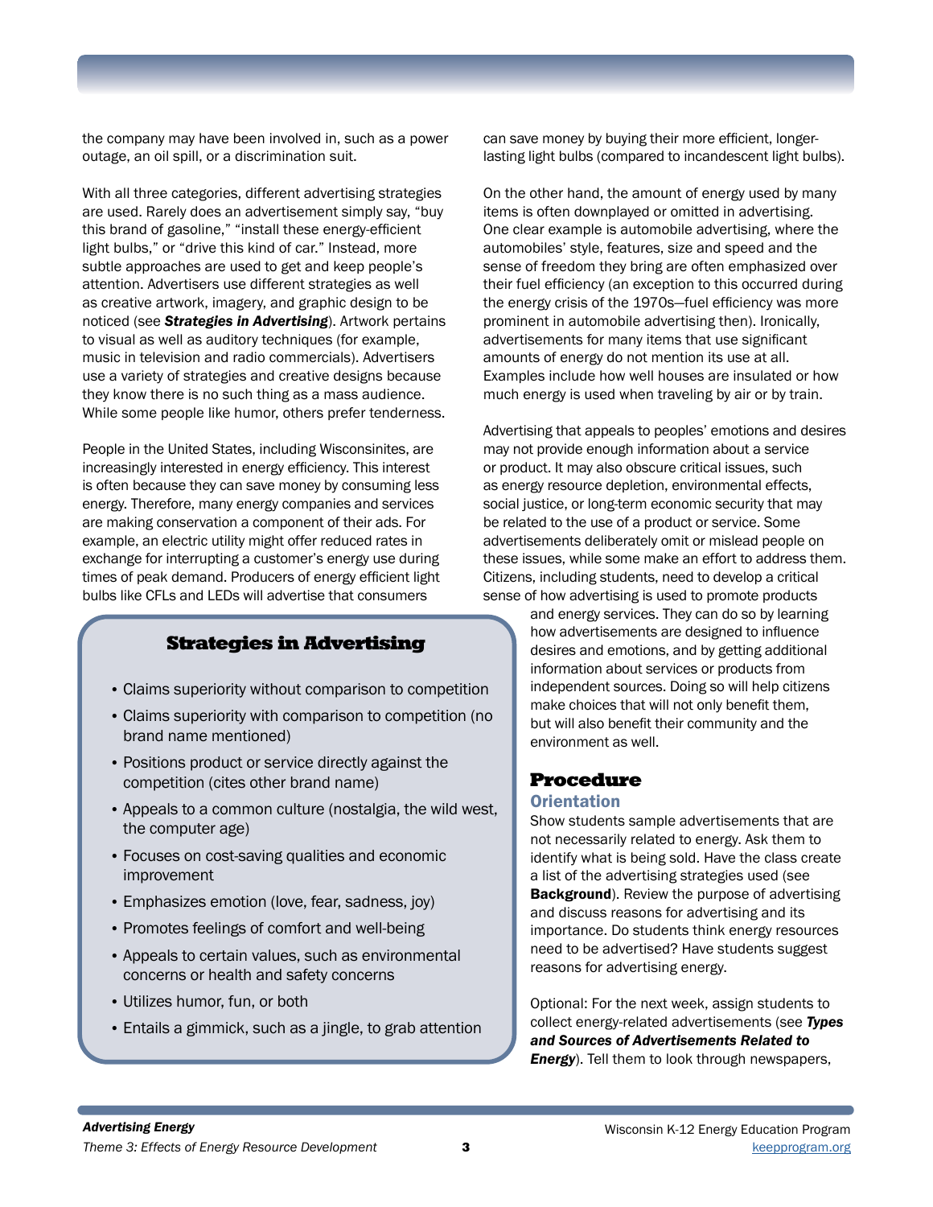the company may have been involved in, such as a power outage, an oil spill, or a discrimination suit.

With all three categories, different advertising strategies are used. Rarely does an advertisement simply say, "buy this brand of gasoline," "install these energy-efficient light bulbs," or "drive this kind of car." Instead, more subtle approaches are used to get and keep people's attention. Advertisers use different strategies as well as creative artwork, imagery, and graphic design to be noticed (see ***Strategies in Advertising***). Artwork pertains to visual as well as auditory techniques (for example, music in television and radio commercials). Advertisers use a variety of strategies and creative designs because they know there is no such thing as a mass audience. While some people like humor, others prefer tenderness.

People in the United States, including Wisconsinites, are increasingly interested in energy efficiency. This interest is often because they can save money by consuming less energy. Therefore, many energy companies and services are making conservation a component of their ads. For example, an electric utility might offer reduced rates in exchange for interrupting a customer's energy use during times of peak demand. Producers of energy efficient light bulbs like CFLs and LEDs will advertise that consumers can save money by buying their more efficient, longer-lasting light bulbs (compared to incandescent light bulbs).

On the other hand, the amount of energy used by many items is often downplayed or omitted in advertising. One clear example is automobile advertising, where the automobiles' style, features, size and speed and the sense of freedom they bring are often emphasized over their fuel efficiency (an exception to this occurred during the energy crisis of the 1970s—fuel efficiency was more prominent in automobile advertising then). Ironically, advertisements for many items that use significant amounts of energy do not mention its use at all. Examples include how well houses are insulated or how much energy is used when traveling by air or by train.

Advertising that appeals to peoples' emotions and desires may not provide enough information about a service or product. It may also obscure critical issues, such as energy resource depletion, environmental effects, social justice, or long-term economic security that may be related to the use of a product or service. Some advertisements deliberately omit or mislead people on these issues, while some make an effort to address them. Citizens, including students, need to develop a critical sense of how advertising is used to promote products and energy services. They can do so by learning how advertisements are designed to influence desires and emotions, and by getting additional information about services or products from independent sources. Doing so will help citizens make choices that will not only benefit them, but will also benefit their community and the environment as well.

### Strategies in Advertising

- Claims superiority without comparison to competition
- Claims superiority with comparison to competition (no brand name mentioned)
- Positions product or service directly against the competition (cites other brand name)
- Appeals to a common culture (nostalgia, the wild west, the computer age)
- Focuses on cost-saving qualities and economic improvement
- Emphasizes emotion (love, fear, sadness, joy)
- Promotes feelings of comfort and well-being
- Appeals to certain values, such as environmental concerns or health and safety concerns
- Utilizes humor, fun, or both
- Entails a gimmick, such as a jingle, to grab attention

## Procedure

### Orientation

Show students sample advertisements that are not necessarily related to energy. Ask them to identify what is being sold. Have the class create a list of the advertising strategies used (see **Background**). Review the purpose of advertising and discuss reasons for advertising and its importance. Do students think energy resources need to be advertised? Have students suggest reasons for advertising energy.

Optional: For the next week, assign students to collect energy-related advertisements (see ***Types and Sources of Advertisements Related to Energy***). Tell them to look through newspapers,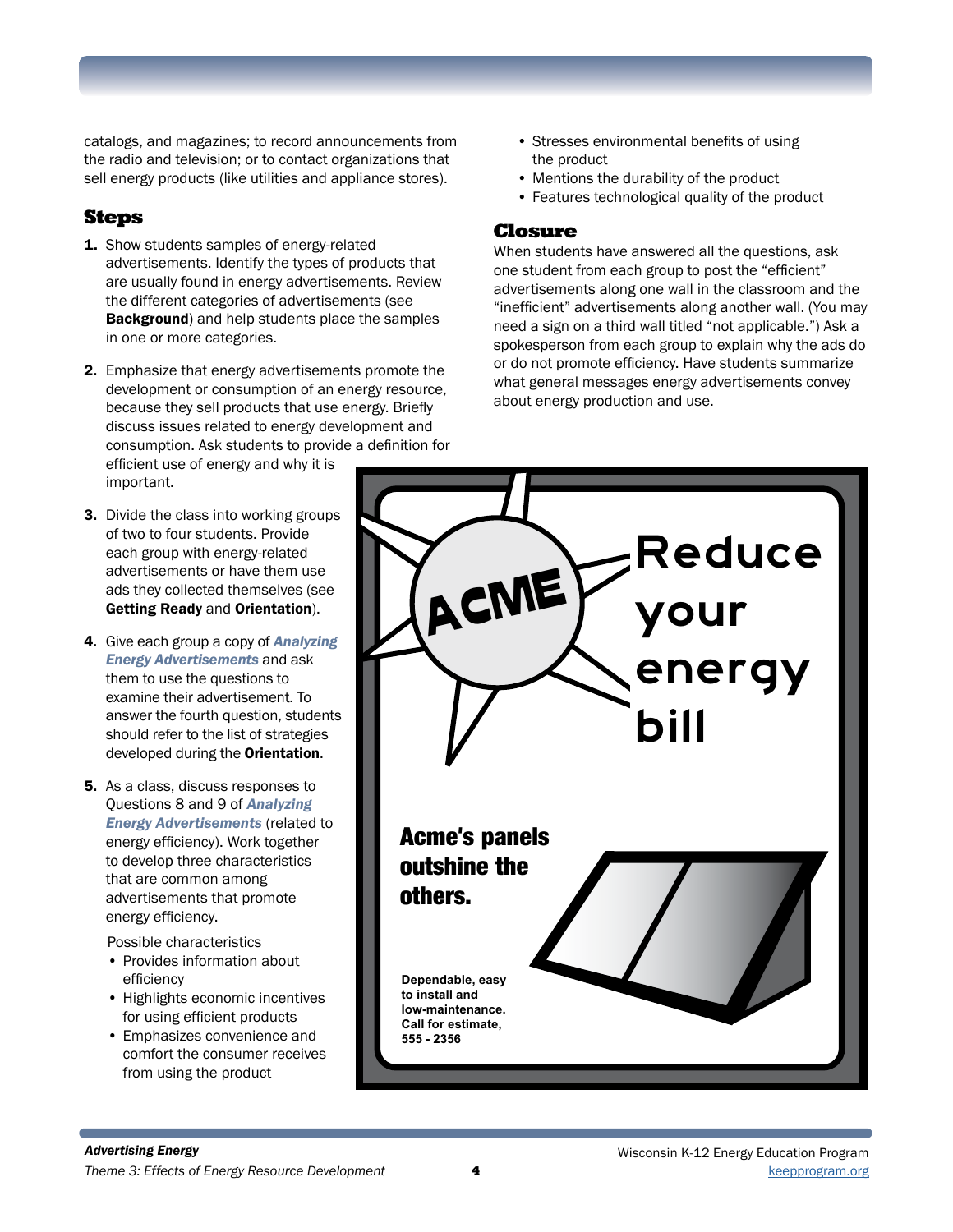catalogs, and magazines; to record announcements from the radio and television; or to contact organizations that sell energy products (like utilities and appliance stores).

## Steps

1. Show students samples of energy-related advertisements. Identify the types of products that are usually found in energy advertisements. Review the different categories of advertisements (see **Background**) and help students place the samples in one or more categories.

2. Emphasize that energy advertisements promote the development or consumption of an energy resource, because they sell products that use energy. Briefly discuss issues related to energy development and consumption. Ask students to provide a definition for efficient use of energy and why it is important.

3. Divide the class into working groups of two to four students. Provide each group with energy-related advertisements or have them use ads they collected themselves (see **Getting Ready** and **Orientation**).

4. Give each group a copy of ***Analyzing Energy Advertisements*** and ask them to use the questions to examine their advertisement. To answer the fourth question, students should refer to the list of strategies developed during the **Orientation**.

5. As a class, discuss responses to Questions 8 and 9 of ***Analyzing Energy Advertisements*** (related to energy efficiency). Work together to develop three characteristics that are common among advertisements that promote energy efficiency.

   Possible characteristics
   - Provides information about efficiency
   - Highlights economic incentives for using efficient products
   - Emphasizes convenience and comfort the consumer receives from using the product
   - Stresses environmental benefits of using the product
   - Mentions the durability of the product
   - Features technological quality of the product

## Closure

When students have answered all the questions, ask one student from each group to post the "efficient" advertisements along one wall in the classroom and the "inefficient" advertisements along another wall. (You may need a sign on a third wall titled "not applicable.") Ask a spokesperson from each group to explain why the ads do or do not promote efficiency. Have students summarize what general messages energy advertisements convey about energy production and use.

ACME

Reduce your energy bill

Acme's panels outshine the others.

Dependable, easy to install and low-maintenance. Call for estimate, 555 - 2356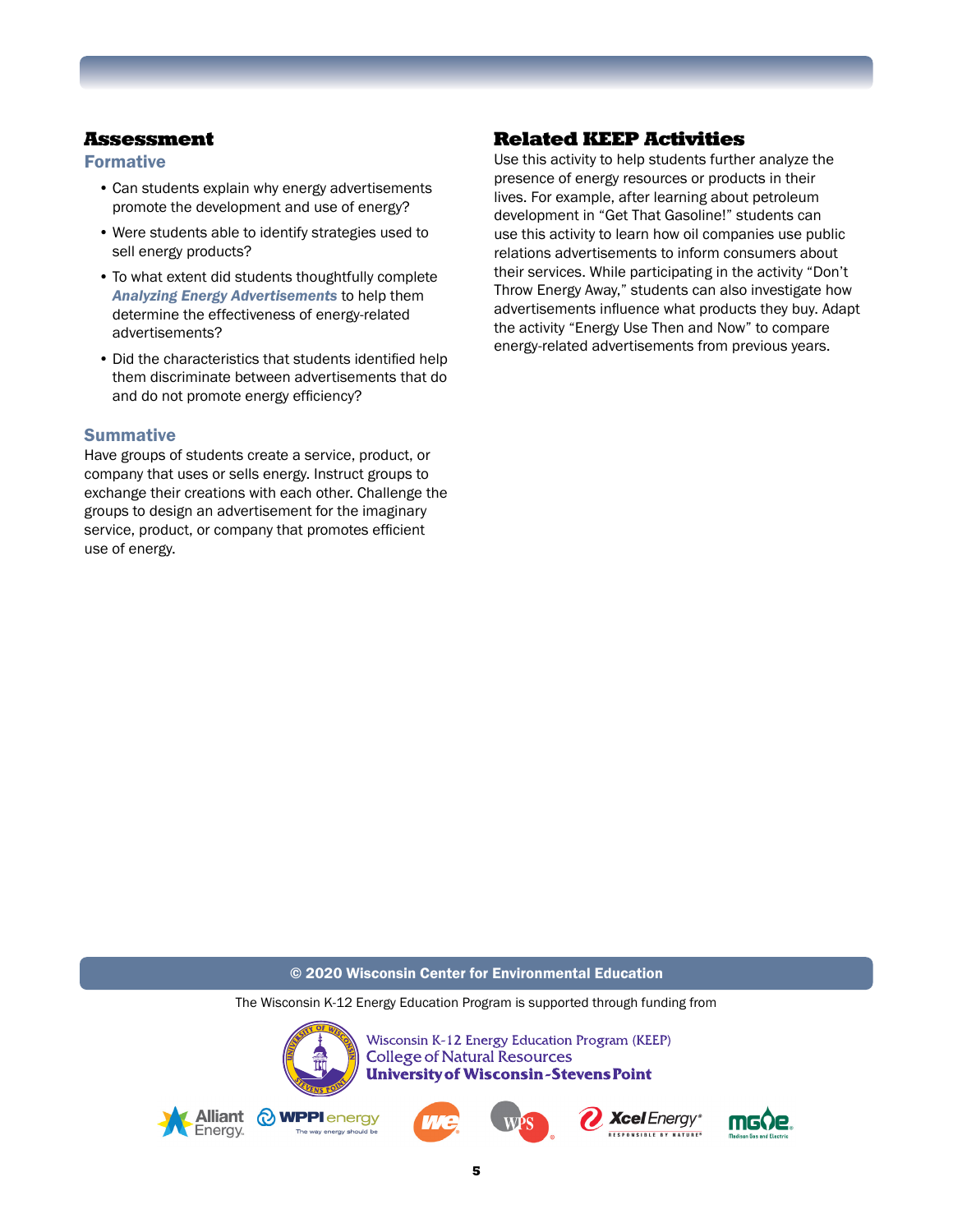## Assessment

### Formative

- Can students explain why energy advertisements promote the development and use of energy?
- Were students able to identify strategies used to sell energy products?
- To what extent did students thoughtfully complete ***Analyzing Energy Advertisements*** to help them determine the effectiveness of energy-related advertisements?
- Did the characteristics that students identified help them discriminate between advertisements that do and do not promote energy efficiency?

### Summative

Have groups of students create a service, product, or company that uses or sells energy. Instruct groups to exchange their creations with each other. Challenge the groups to design an advertisement for the imaginary service, product, or company that promotes efficient use of energy.

## Related KEEP Activities

Use this activity to help students further analyze the presence of energy resources or products in their lives. For example, after learning about petroleum development in "Get That Gasoline!" students can use this activity to learn how oil companies use public relations advertisements to inform consumers about their services. While participating in the activity "Don't Throw Energy Away," students can also investigate how advertisements influence what products they buy. Adapt the activity "Energy Use Then and Now" to compare energy-related advertisements from previous years.

**© 2020 Wisconsin Center for Environmental Education**

The Wisconsin K-12 Energy Education Program is supported through funding from

Wisconsin K-12 Energy Education Program (KEEP)
College of Natural Resources
**University of Wisconsin-Stevens Point**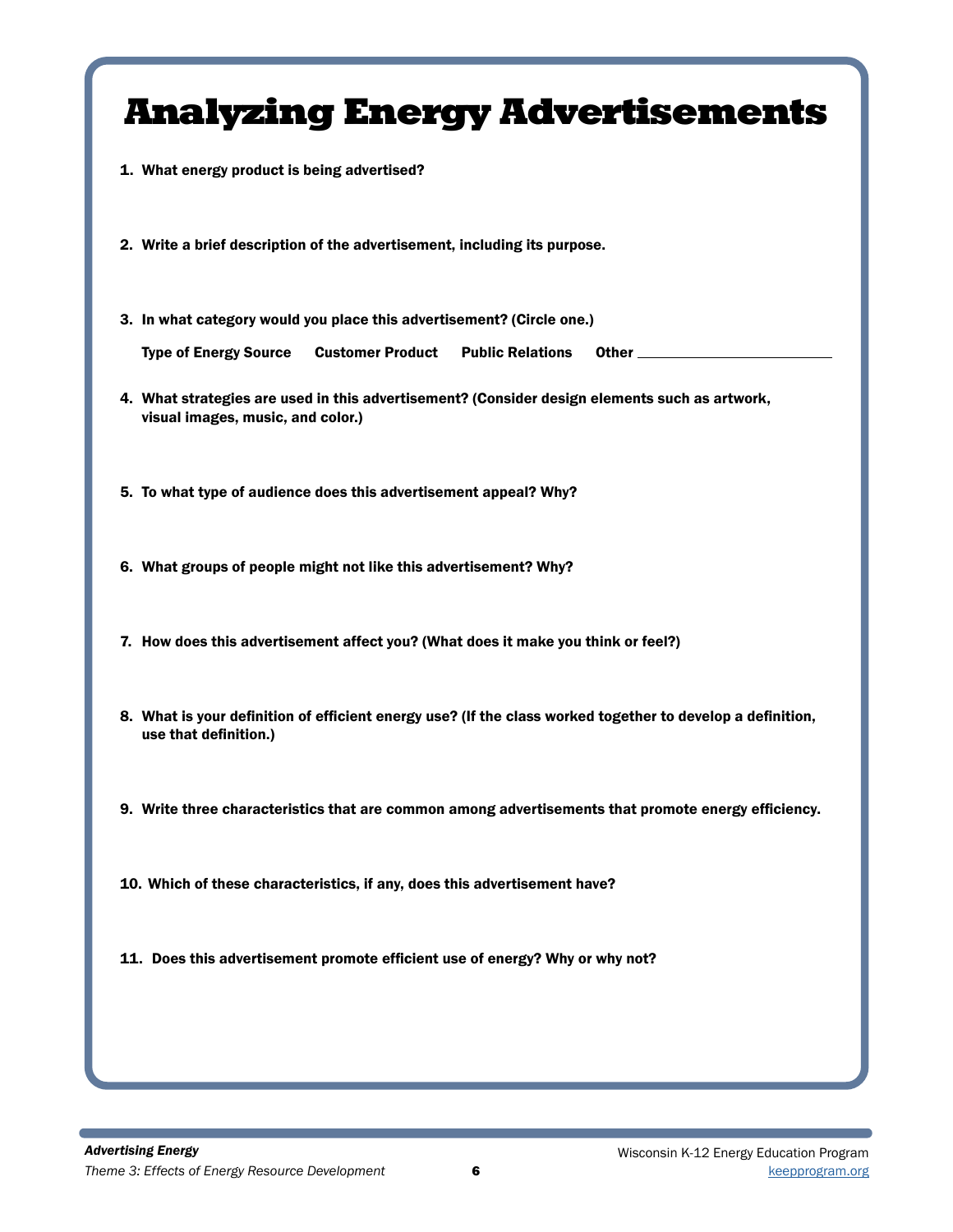# Analyzing Energy Advertisements

1. What energy product is being advertised?

2. Write a brief description of the advertisement, including its purpose.

3. In what category would you place this advertisement? (Circle one.)

   Type of Energy Source    Customer Product    Public Relations    Other ________________

4. What strategies are used in this advertisement? (Consider design elements such as artwork, visual images, music, and color.)

5. To what type of audience does this advertisement appeal? Why?

6. What groups of people might not like this advertisement? Why?

7. How does this advertisement affect you? (What does it make you think or feel?)

8. What is your definition of efficient energy use? (If the class worked together to develop a definition, use that definition.)

9. Write three characteristics that are common among advertisements that promote energy efficiency.

10. Which of these characteristics, if any, does this advertisement have?

11. Does this advertisement promote efficient use of energy? Why or why not?